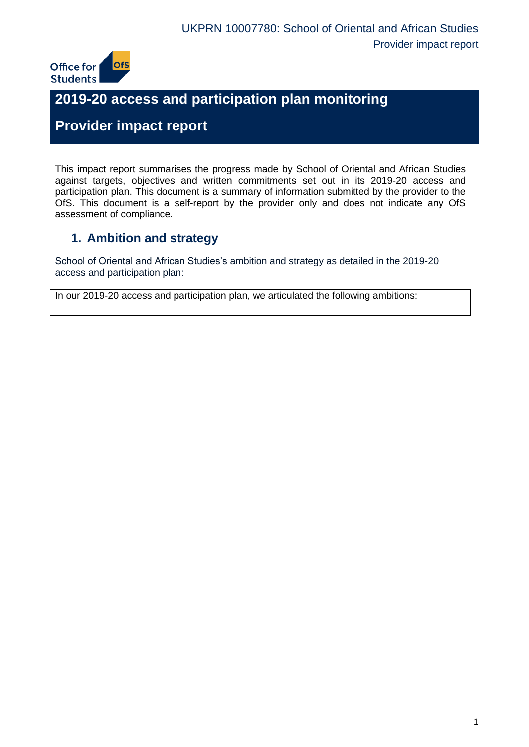# 2019-20 access and participation plan monitoring

# Provider impact report

This impact report summarises the progress made by School of Oriental and African Studies against targets, objectives and written commitments set out in its 2019-20 access and participation plan. This document is a summary of information submitted by the provider to the OfS. This document is a self-report by the provider only and does not indicate any OfS assessment of compliance.

## 1. Ambition and strategy

School of Oriental and African Studies's ambition and strategy as detailed in the 2019-20 access and participation plan:

In our 2019-20 access and participation plan, we articulated the following ambitions: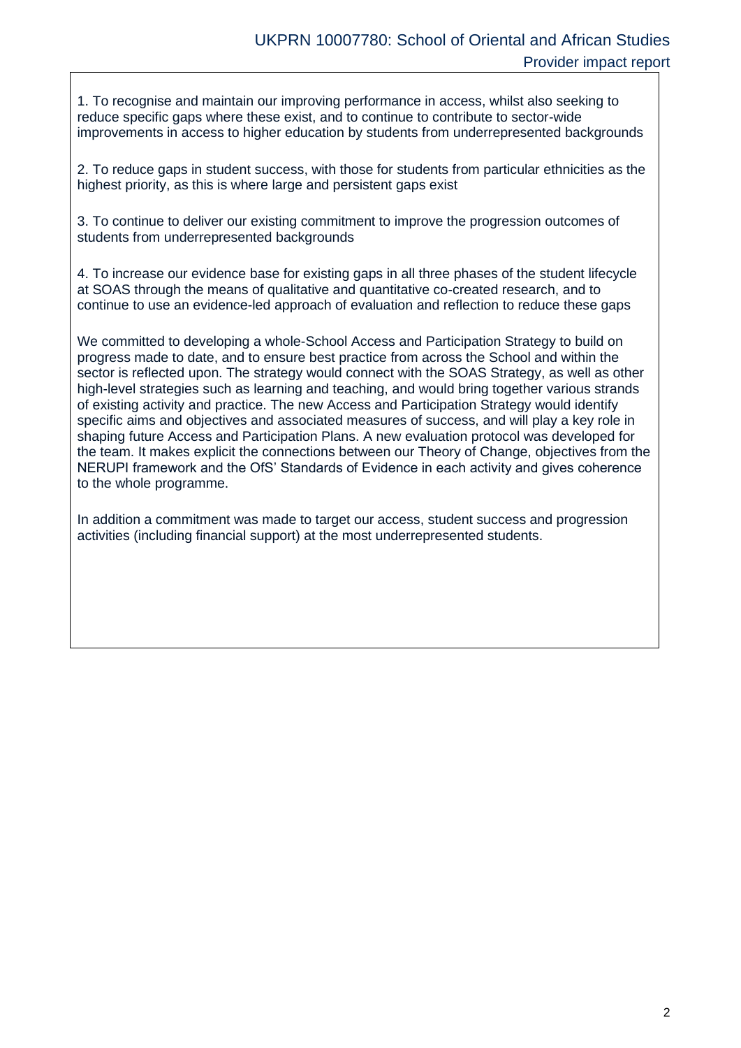1. To recognise and maintain our improving performance in access, whilst also seeking to reduce specific gaps where these exist, and to continue to contribute to sector-wide improvements in access to higher education by students from underrepresented backgrounds

2. To reduce gaps in student success, with those for students from particular ethnicities as the highest priority, as this is where large and persistent gaps exist

3. To continue to deliver our existing commitment to improve the progression outcomes of students from underrepresented backgrounds

4. To increase our evidence base for existing gaps in all three phases of the student lifecycle at SOAS through the means of qualitative and quantitative co-created research, and to continue to use an evidence-led approach of evaluation and reflection to reduce these gaps

We committed to developing a whole-School Access and Participation Strategy to build on progress made to date, and to ensure best practice from across the School and within the sector is reflected upon. The strategy would connect with the SOAS Strategy, as well as other high-level strategies such as learning and teaching, and would bring together various strands of existing activity and practice. The new Access and Participation Strategy would identify specific aims and objectives and associated measures of success, and will play a key role in shaping future Access and Participation Plans. A new evaluation protocol was developed for the team. It makes explicit the connections between our Theory of Change, objectives from the NERUPI framework and the OfS' Standards of Evidence in each activity and gives coherence to the whole programme.

In addition a commitment was made to target our access, student success and progression activities (including financial support) at the most underrepresented students.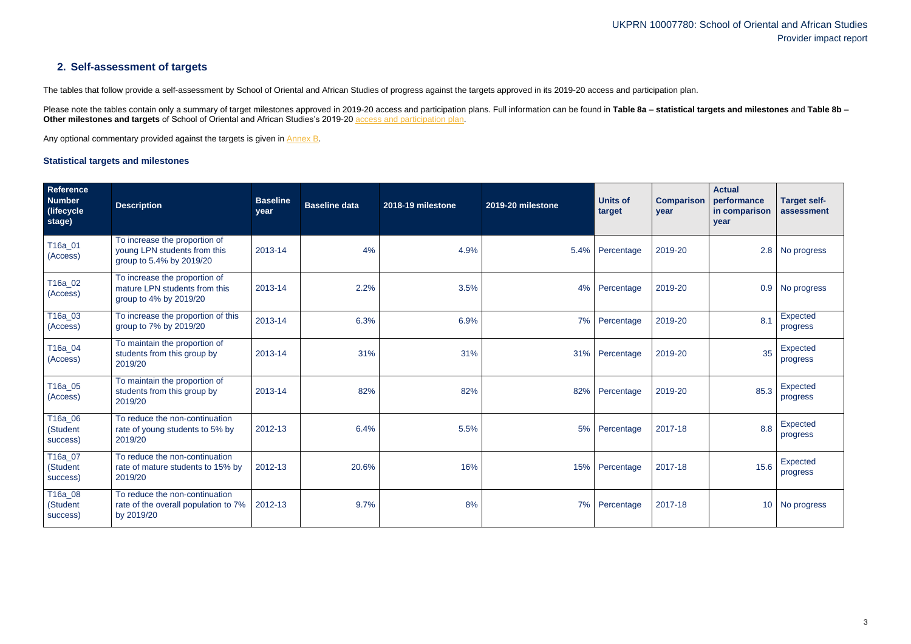## 2. Self-assessment of targets

The tables that follow provide a self-assessment by School of Oriental and African Studies of progress against the targets approved in its 2019-20 access and participation plan.

Please note the tables contain only a summary of target milestones approved in 2019-20 access and participation plans. Full information can be found in **Table 8a – statistical targets and milestones** and **Table 8b – Other milestones and targets** of School of Oriental and African Studies's 2019-20 access and participation plan.

Any optional commentary provided against the targets is given in Annex B.

### Statistical targets and milestones

| Reference Number (lifecycle stage) | Description | Baseline year | Baseline data | 2018-19 milestone | 2019-20 milestone | Units of target | Comparison year | Actual performance in comparison year | Target self-assessment |
|---|---|---|---|---|---|---|---|---|---|
| T16a_01 (Access) | To increase the proportion of young LPN students from this group to 5.4% by 2019/20 | 2013-14 | 4% | 4.9% | 5.4% | Percentage | 2019-20 | 2.8 | No progress |
| T16a_02 (Access) | To increase the proportion of mature LPN students from this group to 4% by 2019/20 | 2013-14 | 2.2% | 3.5% | 4% | Percentage | 2019-20 | 0.9 | No progress |
| T16a_03 (Access) | To increase the proportion of this group to 7% by 2019/20 | 2013-14 | 6.3% | 6.9% | 7% | Percentage | 2019-20 | 8.1 | Expected progress |
| T16a_04 (Access) | To maintain the proportion of students from this group by 2019/20 | 2013-14 | 31% | 31% | 31% | Percentage | 2019-20 | 35 | Expected progress |
| T16a_05 (Access) | To maintain the proportion of students from this group by 2019/20 | 2013-14 | 82% | 82% | 82% | Percentage | 2019-20 | 85.3 | Expected progress |
| T16a_06 (Student success) | To reduce the non-continuation rate of young students to 5% by 2019/20 | 2012-13 | 6.4% | 5.5% | 5% | Percentage | 2017-18 | 8.8 | Expected progress |
| T16a_07 (Student success) | To reduce the non-continuation rate of mature students to 15% by 2019/20 | 2012-13 | 20.6% | 16% | 15% | Percentage | 2017-18 | 15.6 | Expected progress |
| T16a_08 (Student success) | To reduce the non-continuation rate of the overall population to 7% by 2019/20 | 2012-13 | 9.7% | 8% | 7% | Percentage | 2017-18 | 10 | No progress |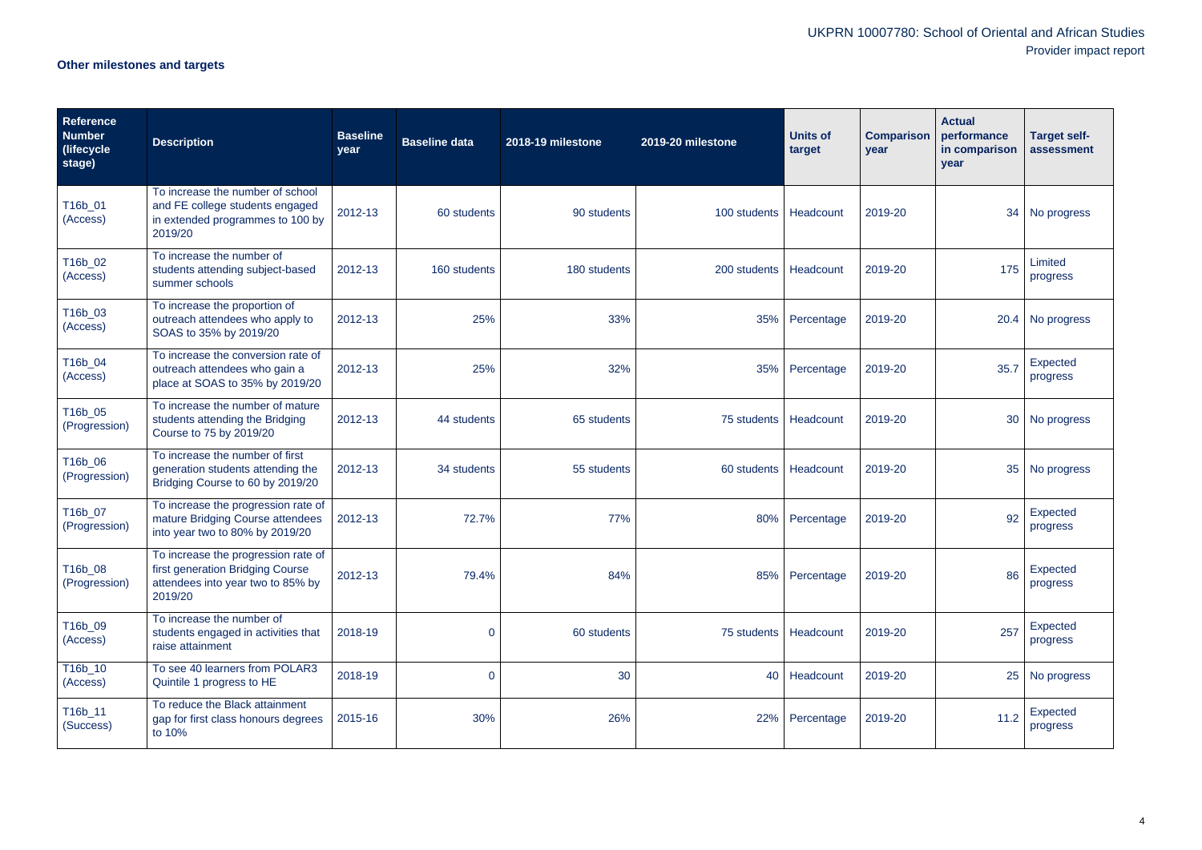## Other milestones and targets

| Reference Number (lifecycle stage) | Description | Baseline year | Baseline data | 2018-19 milestone | 2019-20 milestone | Units of target | Comparison year | Actual performance in comparison year | Target self-assessment |
|---|---|---|---|---|---|---|---|---|---|
| T16b_01 (Access) | To increase the number of school and FE college students engaged in extended programmes to 100 by 2019/20 | 2012-13 | 60 students | 90 students | 100 students | Headcount | 2019-20 | 34 | No progress |
| T16b_02 (Access) | To increase the number of students attending subject-based summer schools | 2012-13 | 160 students | 180 students | 200 students | Headcount | 2019-20 | 175 | Limited progress |
| T16b_03 (Access) | To increase the proportion of outreach attendees who apply to SOAS to 35% by 2019/20 | 2012-13 | 25% | 33% | 35% | Percentage | 2019-20 | 20.4 | No progress |
| T16b_04 (Access) | To increase the conversion rate of outreach attendees who gain a place at SOAS to 35% by 2019/20 | 2012-13 | 25% | 32% | 35% | Percentage | 2019-20 | 35.7 | Expected progress |
| T16b_05 (Progression) | To increase the number of mature students attending the Bridging Course to 75 by 2019/20 | 2012-13 | 44 students | 65 students | 75 students | Headcount | 2019-20 | 30 | No progress |
| T16b_06 (Progression) | To increase the number of first generation students attending the Bridging Course to 60 by 2019/20 | 2012-13 | 34 students | 55 students | 60 students | Headcount | 2019-20 | 35 | No progress |
| T16b_07 (Progression) | To increase the progression rate of mature Bridging Course attendees into year two to 80% by 2019/20 | 2012-13 | 72.7% | 77% | 80% | Percentage | 2019-20 | 92 | Expected progress |
| T16b_08 (Progression) | To increase the progression rate of first generation Bridging Course attendees into year two to 85% by 2019/20 | 2012-13 | 79.4% | 84% | 85% | Percentage | 2019-20 | 86 | Expected progress |
| T16b_09 (Access) | To increase the number of students engaged in activities that raise attainment | 2018-19 | 0 | 60 students | 75 students | Headcount | 2019-20 | 257 | Expected progress |
| T16b_10 (Access) | To see 40 learners from POLAR3 Quintile 1 progress to HE | 2018-19 | 0 | 30 | 40 | Headcount | 2019-20 | 25 | No progress |
| T16b_11 (Success) | To reduce the Black attainment gap for first class honours degrees to 10% | 2015-16 | 30% | 26% | 22% | Percentage | 2019-20 | 11.2 | Expected progress |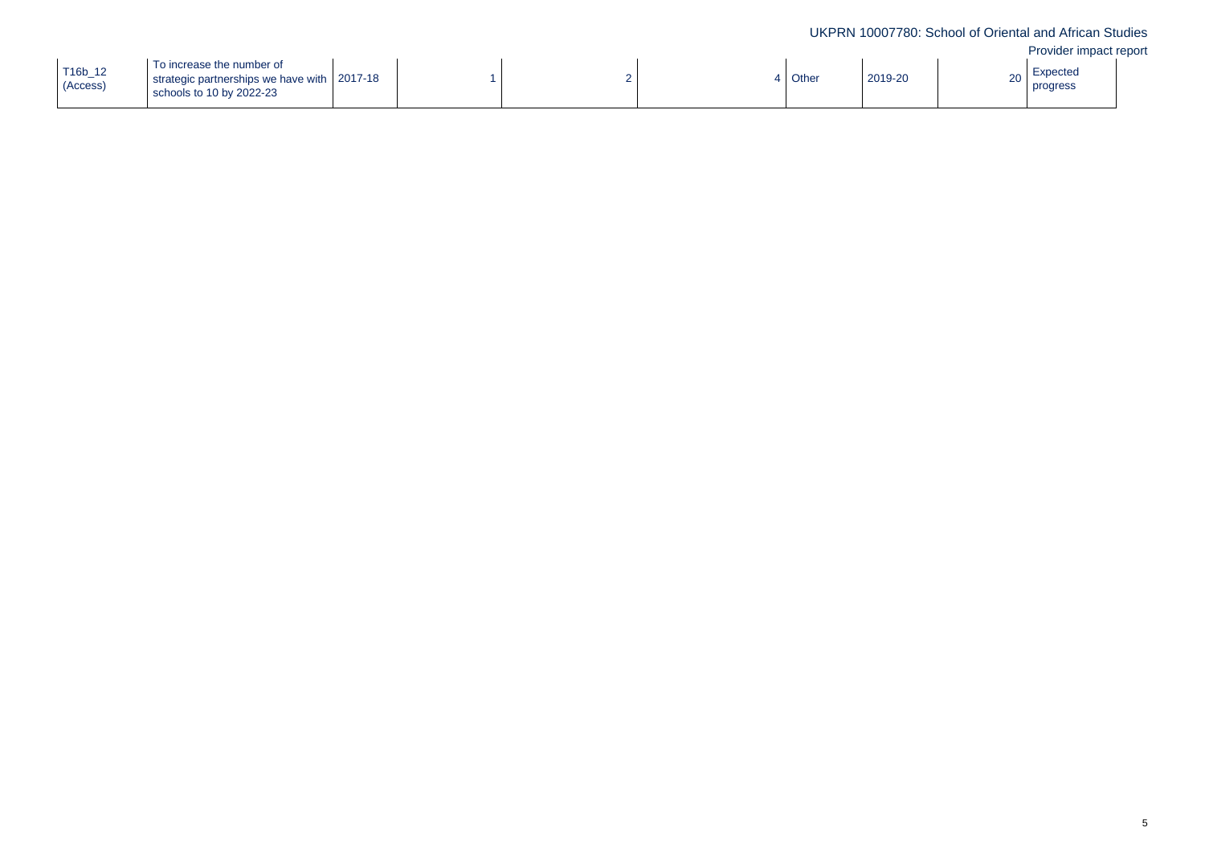| | | | | | | | | | |
|---|---|---|---|---|---|---|---|---|---|
| T16b_12 (Access) | To increase the number of strategic partnerships we have with schools to 10 by 2022-23 | 2017-18 | 1 | 2 | 4 | Other | 2019-20 | 20 | Expected progress |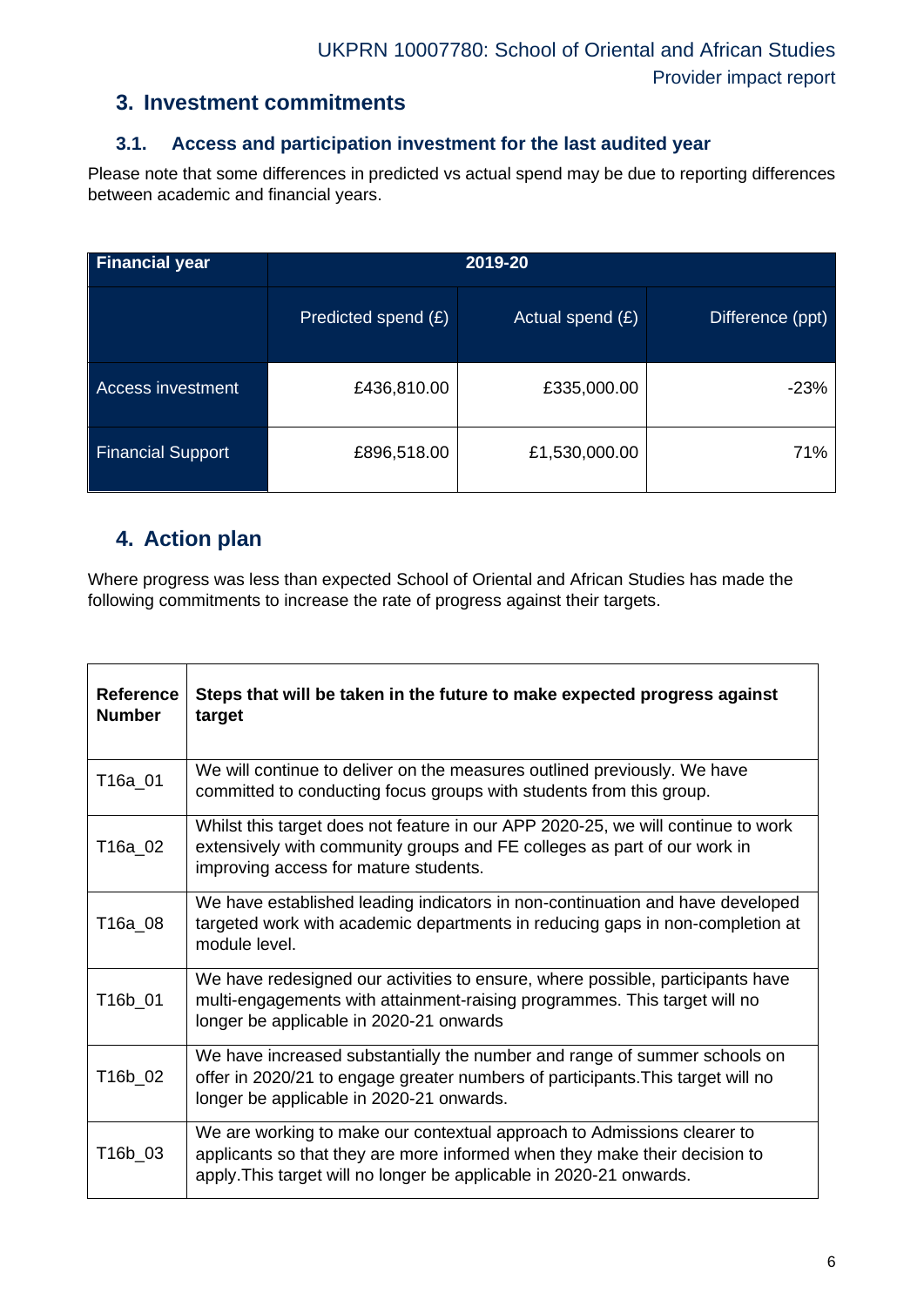## 3. Investment commitments

### 3.1. Access and participation investment for the last audited year

Please note that some differences in predicted vs actual spend may be due to reporting differences between academic and financial years.

| Financial year | 2019-20 | | |
|---|---|---|---|
| | Predicted spend (£) | Actual spend (£) | Difference (ppt) |
| Access investment | £436,810.00 | £335,000.00 | -23% |
| Financial Support | £896,518.00 | £1,530,000.00 | 71% |

## 4. Action plan

Where progress was less than expected School of Oriental and African Studies has made the following commitments to increase the rate of progress against their targets.

| Reference Number | Steps that will be taken in the future to make expected progress against target |
|---|---|
| T16a_01 | We will continue to deliver on the measures outlined previously. We have committed to conducting focus groups with students from this group. |
| T16a_02 | Whilst this target does not feature in our APP 2020-25, we will continue to work extensively with community groups and FE colleges as part of our work in improving access for mature students. |
| T16a_08 | We have established leading indicators in non-continuation and have developed targeted work with academic departments in reducing gaps in non-completion at module level. |
| T16b_01 | We have redesigned our activities to ensure, where possible, participants have multi-engagements with attainment-raising programmes. This target will no longer be applicable in 2020-21 onwards |
| T16b_02 | We have increased substantially the number and range of summer schools on offer in 2020/21 to engage greater numbers of participants.This target will no longer be applicable in 2020-21 onwards. |
| T16b_03 | We are working to make our contextual approach to Admissions clearer to applicants so that they are more informed when they make their decision to apply.This target will no longer be applicable in 2020-21 onwards. |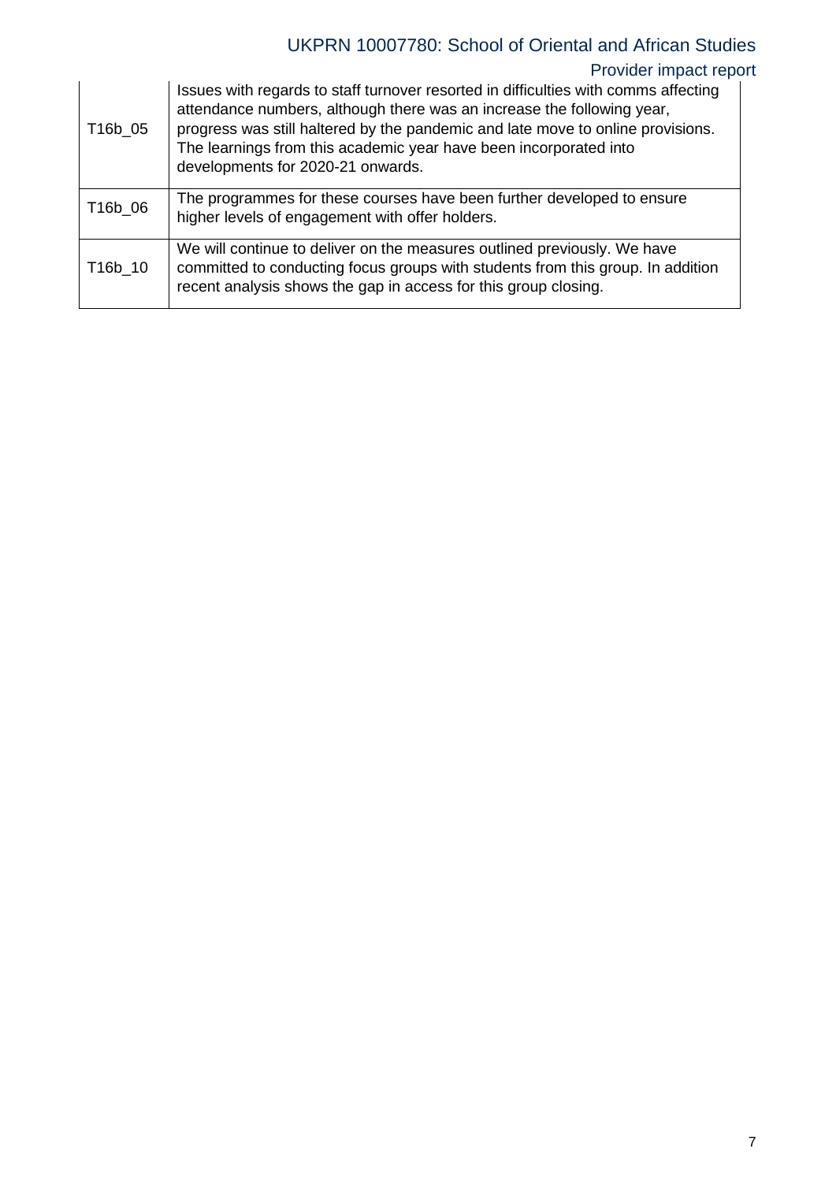| | |
|---|---|
| T16b_05 | Issues with regards to staff turnover resorted in difficulties with comms affecting attendance numbers, although there was an increase the following year, progress was still haltered by the pandemic and late move to online provisions. The learnings from this academic year have been incorporated into developments for 2020-21 onwards. |
| T16b_06 | The programmes for these courses have been further developed to ensure higher levels of engagement with offer holders. |
| T16b_10 | We will continue to deliver on the measures outlined previously. We have committed to conducting focus groups with students from this group. In addition recent analysis shows the gap in access for this group closing. |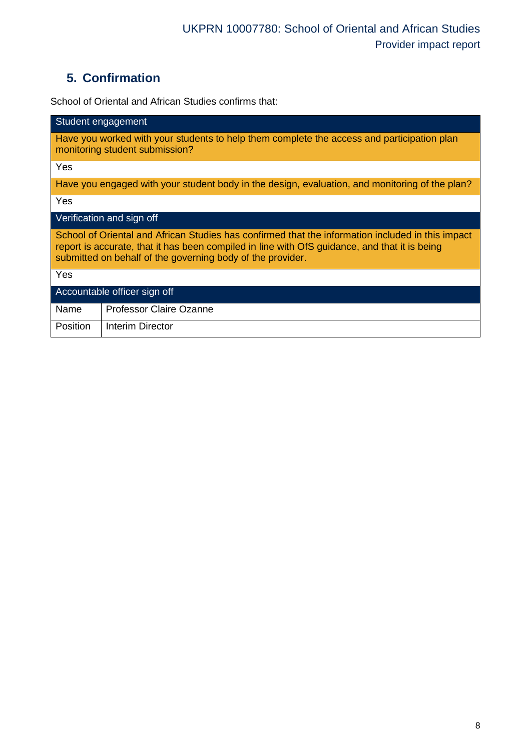## 5. Confirmation

School of Oriental and African Studies confirms that:

| Student engagement | |
|---|---|
| Have you worked with your students to help them complete the access and participation plan monitoring student submission? | |
| Yes | |
| Have you engaged with your student body in the design, evaluation, and monitoring of the plan? | |
| Yes | |
| **Verification and sign off** | |
| School of Oriental and African Studies has confirmed that the information included in this impact report is accurate, that it has been compiled in line with OfS guidance, and that it is being submitted on behalf of the governing body of the provider. | |
| Yes | |
| **Accountable officer sign off** | |
| Name | Professor Claire Ozanne |
| Position | Interim Director |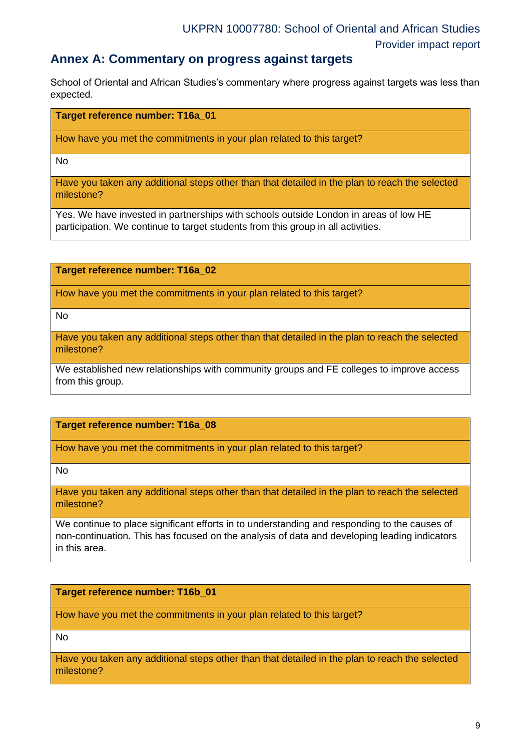## Annex A: Commentary on progress against targets

School of Oriental and African Studies's commentary where progress against targets was less than expected.

| Target reference number: T16a_01 |
|---|
| How have you met the commitments in your plan related to this target? |
| No |
| Have you taken any additional steps other than that detailed in the plan to reach the selected milestone? |
| Yes. We have invested in partnerships with schools outside London in areas of low HE participation. We continue to target students from this group in all activities. |

| Target reference number: T16a_02 |
|---|
| How have you met the commitments in your plan related to this target? |
| No |
| Have you taken any additional steps other than that detailed in the plan to reach the selected milestone? |
| We established new relationships with community groups and FE colleges to improve access from this group. |

| Target reference number: T16a_08 |
|---|
| How have you met the commitments in your plan related to this target? |
| No |
| Have you taken any additional steps other than that detailed in the plan to reach the selected milestone? |
| We continue to place significant efforts in to understanding and responding to the causes of non-continuation. This has focused on the analysis of data and developing leading indicators in this area. |

| Target reference number: T16b_01 |
|---|
| How have you met the commitments in your plan related to this target? |
| No |
| Have you taken any additional steps other than that detailed in the plan to reach the selected milestone? |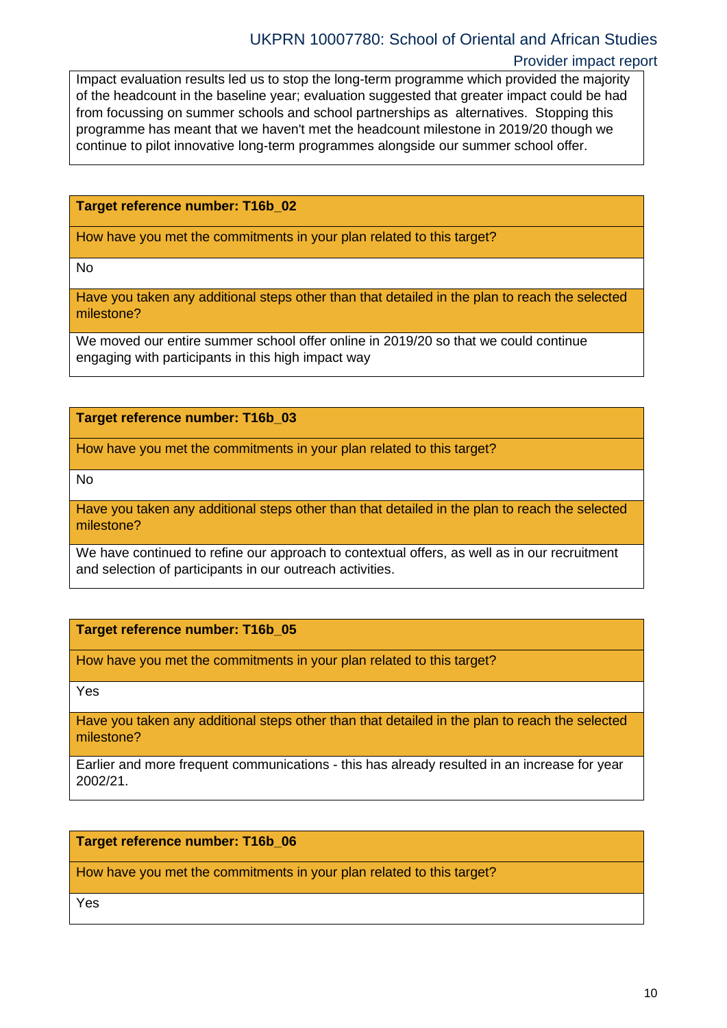Impact evaluation results led us to stop the long-term programme which provided the majority of the headcount in the baseline year; evaluation suggested that greater impact could be had from focussing on summer schools and school partnerships as alternatives. Stopping this programme has meant that we haven't met the headcount milestone in 2019/20 though we continue to pilot innovative long-term programmes alongside our summer school offer.

| **Target reference number: T16b_02** |
|---|
| How have you met the commitments in your plan related to this target? |
| No |
| Have you taken any additional steps other than that detailed in the plan to reach the selected milestone? |
| We moved our entire summer school offer online in 2019/20 so that we could continue engaging with participants in this high impact way |

| **Target reference number: T16b_03** |
|---|
| How have you met the commitments in your plan related to this target? |
| No |
| Have you taken any additional steps other than that detailed in the plan to reach the selected milestone? |
| We have continued to refine our approach to contextual offers, as well as in our recruitment and selection of participants in our outreach activities. |

| **Target reference number: T16b_05** |
|---|
| How have you met the commitments in your plan related to this target? |
| Yes |
| Have you taken any additional steps other than that detailed in the plan to reach the selected milestone? |
| Earlier and more frequent communications - this has already resulted in an increase for year 2002/21. |

| **Target reference number: T16b_06** |
|---|
| How have you met the commitments in your plan related to this target? |
| Yes |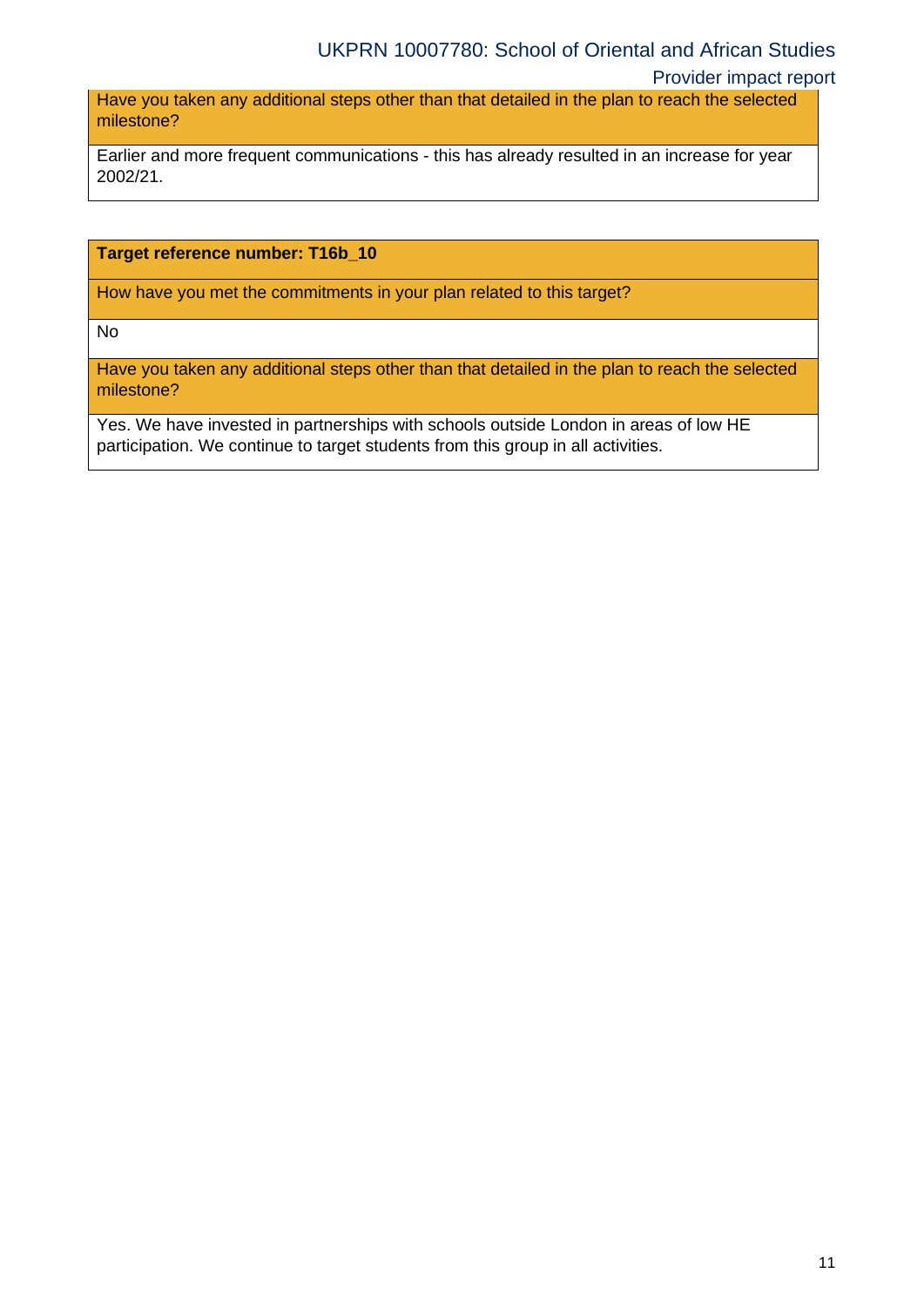| Have you taken any additional steps other than that detailed in the plan to reach the selected milestone? |
|---|
| Earlier and more frequent communications - this has already resulted in an increase for year 2002/21. |

| **Target reference number: T16b_10** |
|---|
| How have you met the commitments in your plan related to this target? |
| No |
| Have you taken any additional steps other than that detailed in the plan to reach the selected milestone? |
| Yes. We have invested in partnerships with schools outside London in areas of low HE participation. We continue to target students from this group in all activities. |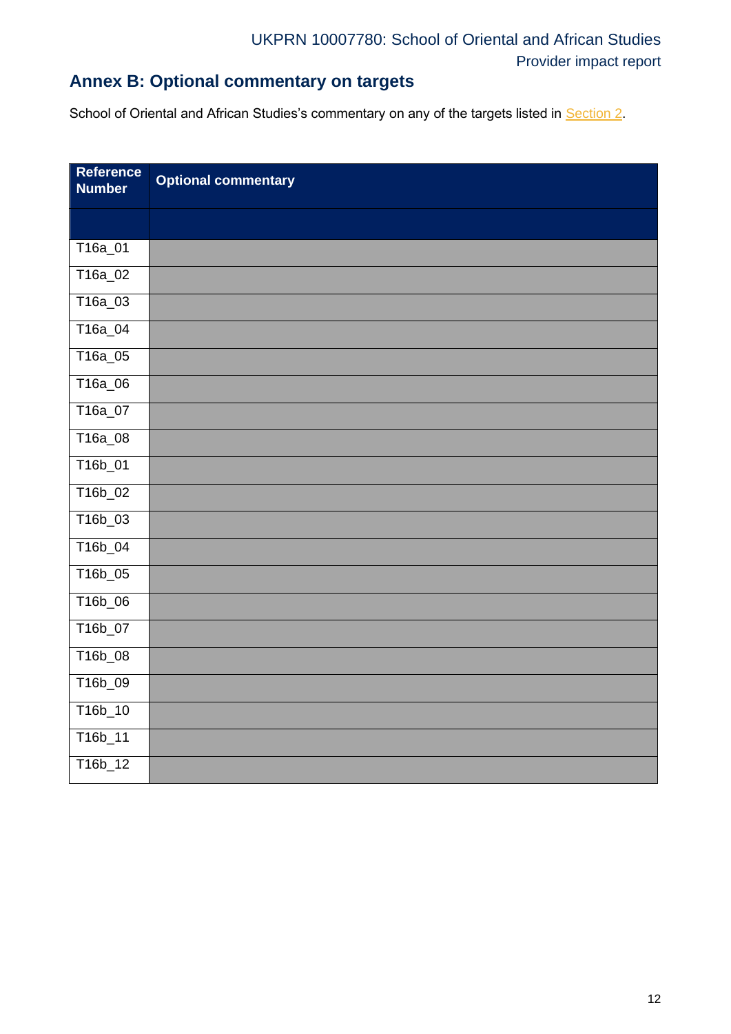## Annex B: Optional commentary on targets

School of Oriental and African Studies's commentary on any of the targets listed in Section 2.

| Reference Number | Optional commentary |
|---|---|
| | |
| T16a_01 | |
| T16a_02 | |
| T16a_03 | |
| T16a_04 | |
| T16a_05 | |
| T16a_06 | |
| T16a_07 | |
| T16a_08 | |
| T16b_01 | |
| T16b_02 | |
| T16b_03 | |
| T16b_04 | |
| T16b_05 | |
| T16b_06 | |
| T16b_07 | |
| T16b_08 | |
| T16b_09 | |
| T16b_10 | |
| T16b_11 | |
| T16b_12 | |